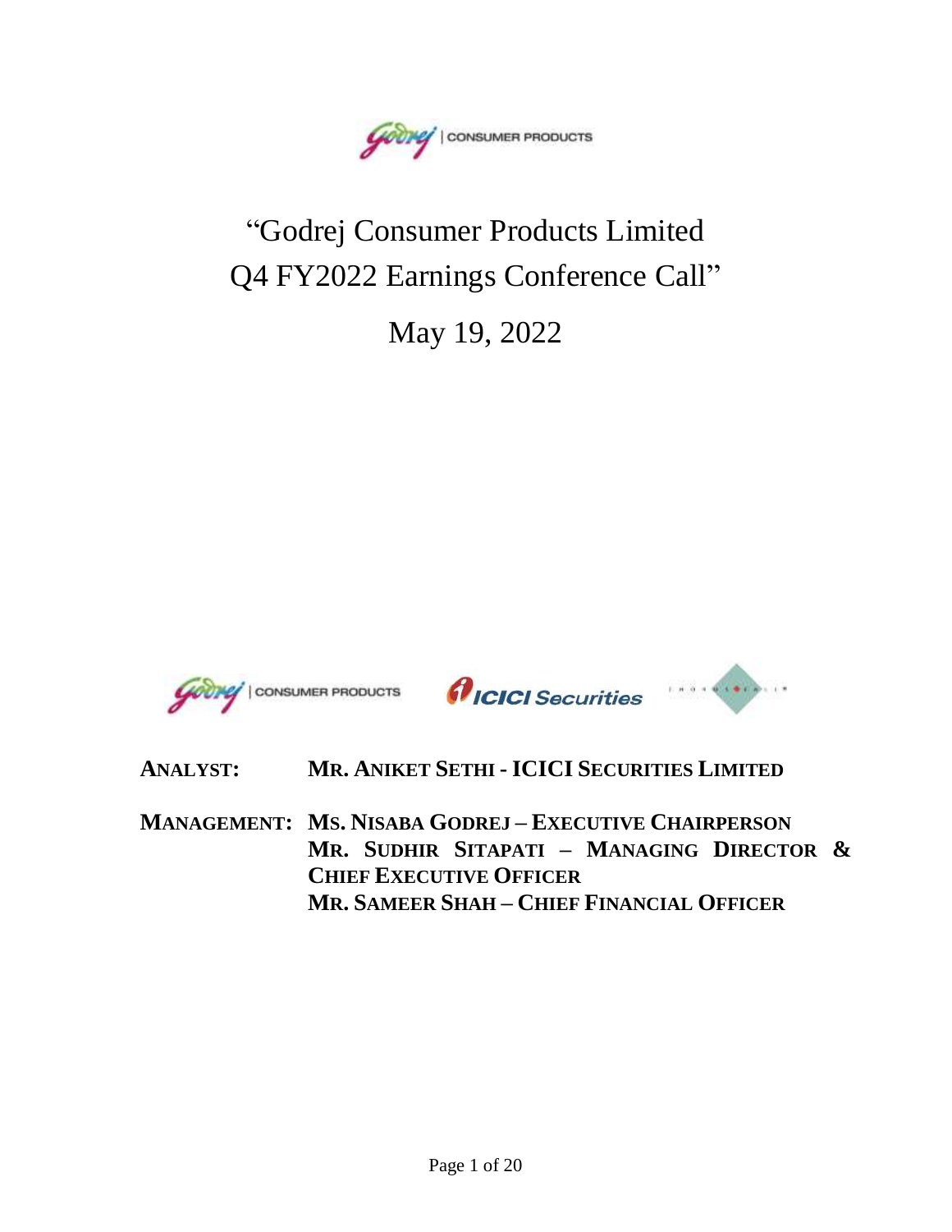# "Godrej Consumer Products Limited Q4 FY2022 Earnings Conference Call"

## May 19, 2022

**ANALYST:** **MR. ANIKET SETHI - ICICI SECURITIES LIMITED**

**MANAGEMENT:** **MS. NISABA GODREJ – EXECUTIVE CHAIRPERSON**
**MR. SUDHIR SITAPATI – MANAGING DIRECTOR & CHIEF EXECUTIVE OFFICER**
**MR. SAMEER SHAH – CHIEF FINANCIAL OFFICER**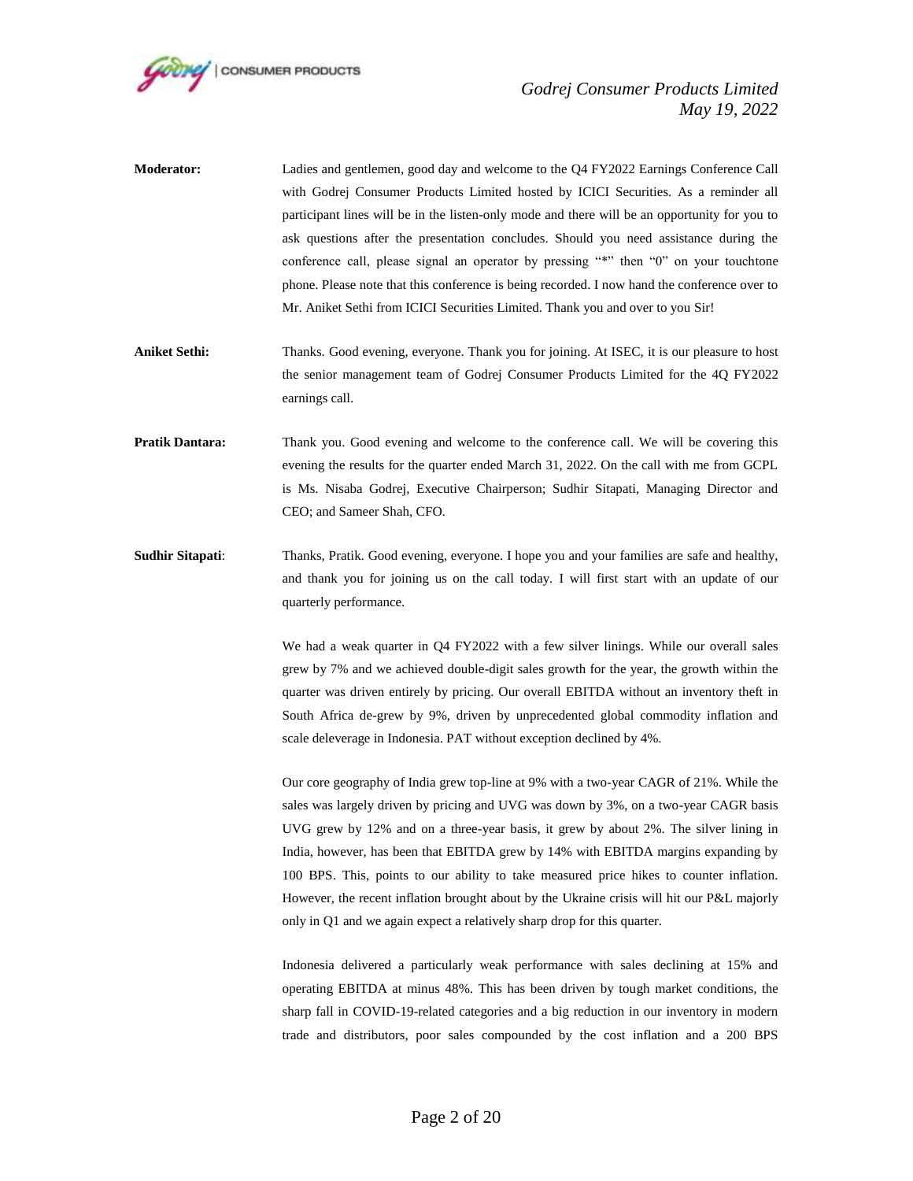**Moderator:** Ladies and gentlemen, good day and welcome to the Q4 FY2022 Earnings Conference Call with Godrej Consumer Products Limited hosted by ICICI Securities. As a reminder all participant lines will be in the listen-only mode and there will be an opportunity for you to ask questions after the presentation concludes. Should you need assistance during the conference call, please signal an operator by pressing "*" then "0" on your touchtone phone. Please note that this conference is being recorded. I now hand the conference over to Mr. Aniket Sethi from ICICI Securities Limited. Thank you and over to you Sir!

**Aniket Sethi:** Thanks. Good evening, everyone. Thank you for joining. At ISEC, it is our pleasure to host the senior management team of Godrej Consumer Products Limited for the 4Q FY2022 earnings call.

**Pratik Dantara:** Thank you. Good evening and welcome to the conference call. We will be covering this evening the results for the quarter ended March 31, 2022. On the call with me from GCPL is Ms. Nisaba Godrej, Executive Chairperson; Sudhir Sitapati, Managing Director and CEO; and Sameer Shah, CFO.

**Sudhir Sitapati**: Thanks, Pratik. Good evening, everyone. I hope you and your families are safe and healthy, and thank you for joining us on the call today. I will first start with an update of our quarterly performance.

We had a weak quarter in Q4 FY2022 with a few silver linings. While our overall sales grew by 7% and we achieved double-digit sales growth for the year, the growth within the quarter was driven entirely by pricing. Our overall EBITDA without an inventory theft in South Africa de-grew by 9%, driven by unprecedented global commodity inflation and scale deleverage in Indonesia. PAT without exception declined by 4%.

Our core geography of India grew top-line at 9% with a two-year CAGR of 21%. While the sales was largely driven by pricing and UVG was down by 3%, on a two-year CAGR basis UVG grew by 12% and on a three-year basis, it grew by about 2%. The silver lining in India, however, has been that EBITDA grew by 14% with EBITDA margins expanding by 100 BPS. This, points to our ability to take measured price hikes to counter inflation. However, the recent inflation brought about by the Ukraine crisis will hit our P&L majorly only in Q1 and we again expect a relatively sharp drop for this quarter.

Indonesia delivered a particularly weak performance with sales declining at 15% and operating EBITDA at minus 48%. This has been driven by tough market conditions, the sharp fall in COVID-19-related categories and a big reduction in our inventory in modern trade and distributors, poor sales compounded by the cost inflation and a 200 BPS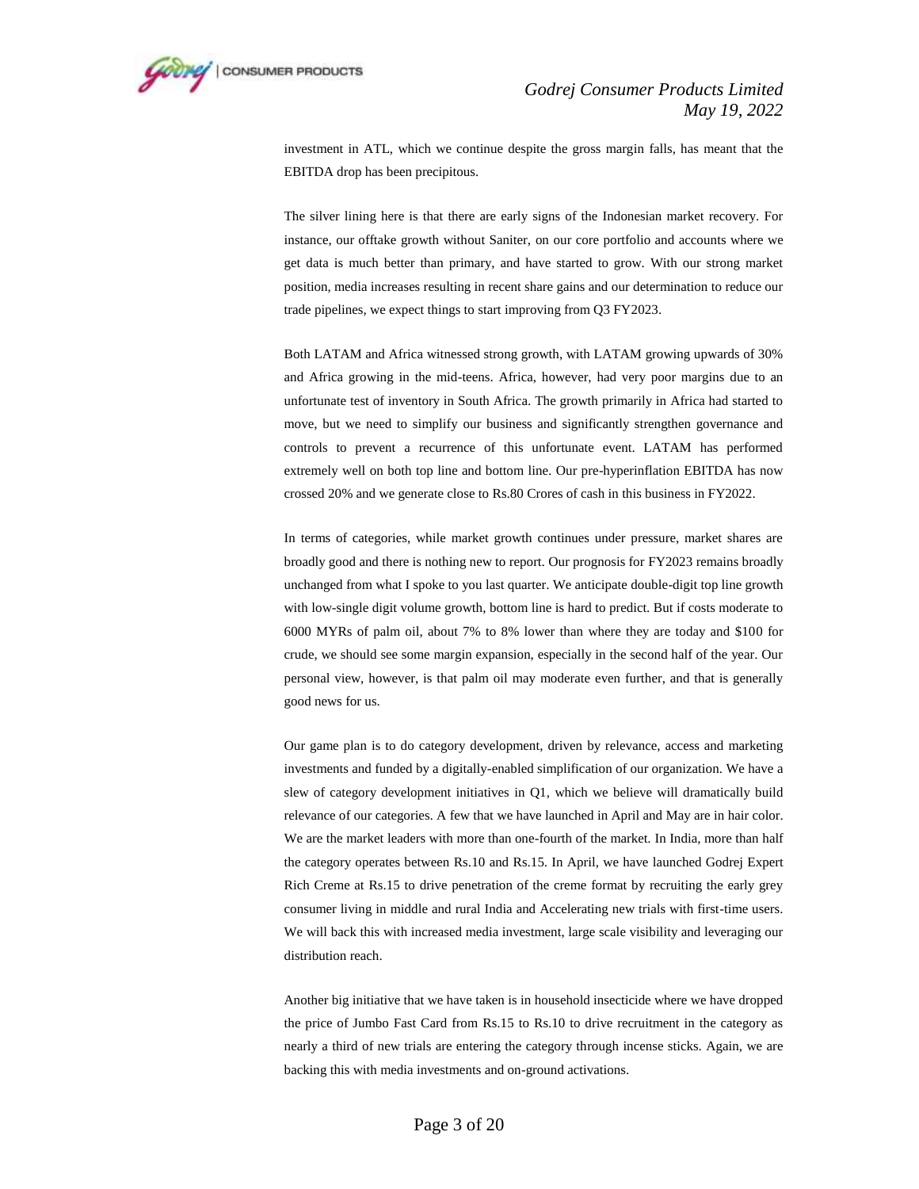investment in ATL, which we continue despite the gross margin falls, has meant that the EBITDA drop has been precipitous.

The silver lining here is that there are early signs of the Indonesian market recovery. For instance, our offtake growth without Saniter, on our core portfolio and accounts where we get data is much better than primary, and have started to grow. With our strong market position, media increases resulting in recent share gains and our determination to reduce our trade pipelines, we expect things to start improving from Q3 FY2023.

Both LATAM and Africa witnessed strong growth, with LATAM growing upwards of 30% and Africa growing in the mid-teens. Africa, however, had very poor margins due to an unfortunate test of inventory in South Africa. The growth primarily in Africa had started to move, but we need to simplify our business and significantly strengthen governance and controls to prevent a recurrence of this unfortunate event. LATAM has performed extremely well on both top line and bottom line. Our pre-hyperinflation EBITDA has now crossed 20% and we generate close to Rs.80 Crores of cash in this business in FY2022.

In terms of categories, while market growth continues under pressure, market shares are broadly good and there is nothing new to report. Our prognosis for FY2023 remains broadly unchanged from what I spoke to you last quarter. We anticipate double-digit top line growth with low-single digit volume growth, bottom line is hard to predict. But if costs moderate to 6000 MYRs of palm oil, about 7% to 8% lower than where they are today and $100 for crude, we should see some margin expansion, especially in the second half of the year. Our personal view, however, is that palm oil may moderate even further, and that is generally good news for us.

Our game plan is to do category development, driven by relevance, access and marketing investments and funded by a digitally-enabled simplification of our organization. We have a slew of category development initiatives in Q1, which we believe will dramatically build relevance of our categories. A few that we have launched in April and May are in hair color. We are the market leaders with more than one-fourth of the market. In India, more than half the category operates between Rs.10 and Rs.15. In April, we have launched Godrej Expert Rich Creme at Rs.15 to drive penetration of the creme format by recruiting the early grey consumer living in middle and rural India and Accelerating new trials with first-time users. We will back this with increased media investment, large scale visibility and leveraging our distribution reach.

Another big initiative that we have taken is in household insecticide where we have dropped the price of Jumbo Fast Card from Rs.15 to Rs.10 to drive recruitment in the category as nearly a third of new trials are entering the category through incense sticks. Again, we are backing this with media investments and on-ground activations.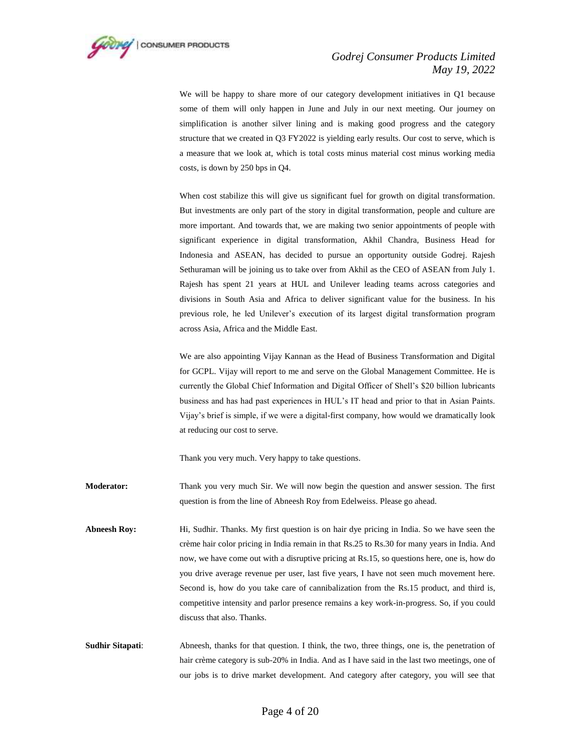We will be happy to share more of our category development initiatives in Q1 because some of them will only happen in June and July in our next meeting. Our journey on simplification is another silver lining and is making good progress and the category structure that we created in Q3 FY2022 is yielding early results. Our cost to serve, which is a measure that we look at, which is total costs minus material cost minus working media costs, is down by 250 bps in Q4.

When cost stabilize this will give us significant fuel for growth on digital transformation. But investments are only part of the story in digital transformation, people and culture are more important. And towards that, we are making two senior appointments of people with significant experience in digital transformation, Akhil Chandra, Business Head for Indonesia and ASEAN, has decided to pursue an opportunity outside Godrej. Rajesh Sethuraman will be joining us to take over from Akhil as the CEO of ASEAN from July 1. Rajesh has spent 21 years at HUL and Unilever leading teams across categories and divisions in South Asia and Africa to deliver significant value for the business. In his previous role, he led Unilever's execution of its largest digital transformation program across Asia, Africa and the Middle East.

We are also appointing Vijay Kannan as the Head of Business Transformation and Digital for GCPL. Vijay will report to me and serve on the Global Management Committee. He is currently the Global Chief Information and Digital Officer of Shell's $20 billion lubricants business and has had past experiences in HUL's IT head and prior to that in Asian Paints. Vijay's brief is simple, if we were a digital-first company, how would we dramatically look at reducing our cost to serve.

Thank you very much. Very happy to take questions.

**Moderator:** Thank you very much Sir. We will now begin the question and answer session. The first question is from the line of Abneesh Roy from Edelweiss. Please go ahead.

**Abneesh Roy:** Hi, Sudhir. Thanks. My first question is on hair dye pricing in India. So we have seen the crème hair color pricing in India remain in that Rs.25 to Rs.30 for many years in India. And now, we have come out with a disruptive pricing at Rs.15, so questions here, one is, how do you drive average revenue per user, last five years, I have not seen much movement here. Second is, how do you take care of cannibalization from the Rs.15 product, and third is, competitive intensity and parlor presence remains a key work-in-progress. So, if you could discuss that also. Thanks.

**Sudhir Sitapati:** Abneesh, thanks for that question. I think, the two, three things, one is, the penetration of hair crème category is sub-20% in India. And as I have said in the last two meetings, one of our jobs is to drive market development. And category after category, you will see that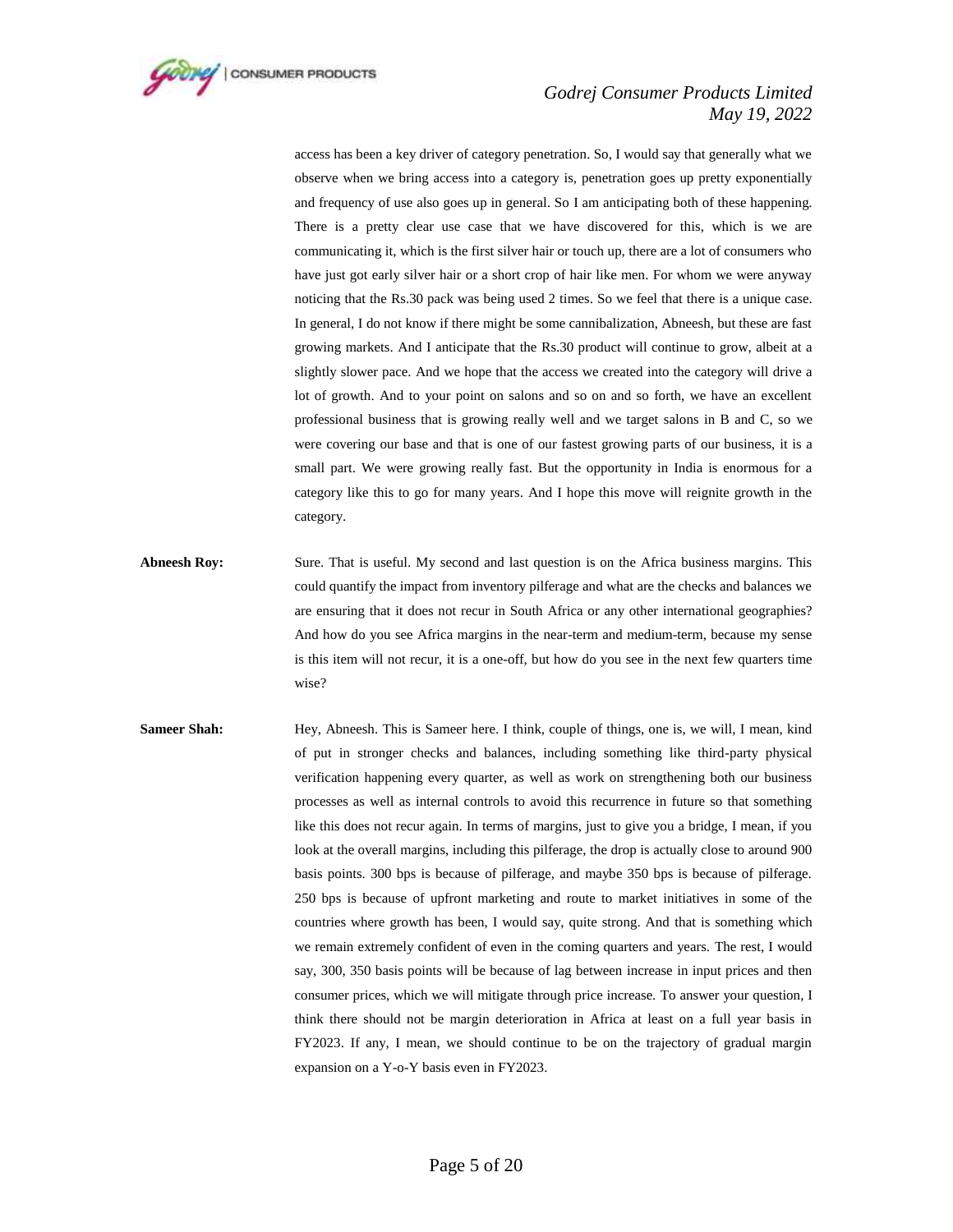access has been a key driver of category penetration. So, I would say that generally what we observe when we bring access into a category is, penetration goes up pretty exponentially and frequency of use also goes up in general. So I am anticipating both of these happening. There is a pretty clear use case that we have discovered for this, which is we are communicating it, which is the first silver hair or touch up, there are a lot of consumers who have just got early silver hair or a short crop of hair like men. For whom we were anyway noticing that the Rs.30 pack was being used 2 times. So we feel that there is a unique case. In general, I do not know if there might be some cannibalization, Abneesh, but these are fast growing markets. And I anticipate that the Rs.30 product will continue to grow, albeit at a slightly slower pace. And we hope that the access we created into the category will drive a lot of growth. And to your point on salons and so on and so forth, we have an excellent professional business that is growing really well and we target salons in B and C, so we were covering our base and that is one of our fastest growing parts of our business, it is a small part. We were growing really fast. But the opportunity in India is enormous for a category like this to go for many years. And I hope this move will reignite growth in the category.

**Abneesh Roy:** Sure. That is useful. My second and last question is on the Africa business margins. This could quantify the impact from inventory pilferage and what are the checks and balances we are ensuring that it does not recur in South Africa or any other international geographies? And how do you see Africa margins in the near-term and medium-term, because my sense is this item will not recur, it is a one-off, but how do you see in the next few quarters time wise?

**Sameer Shah:** Hey, Abneesh. This is Sameer here. I think, couple of things, one is, we will, I mean, kind of put in stronger checks and balances, including something like third-party physical verification happening every quarter, as well as work on strengthening both our business processes as well as internal controls to avoid this recurrence in future so that something like this does not recur again. In terms of margins, just to give you a bridge, I mean, if you look at the overall margins, including this pilferage, the drop is actually close to around 900 basis points. 300 bps is because of pilferage, and maybe 350 bps is because of pilferage. 250 bps is because of upfront marketing and route to market initiatives in some of the countries where growth has been, I would say, quite strong. And that is something which we remain extremely confident of even in the coming quarters and years. The rest, I would say, 300, 350 basis points will be because of lag between increase in input prices and then consumer prices, which we will mitigate through price increase. To answer your question, I think there should not be margin deterioration in Africa at least on a full year basis in FY2023. If any, I mean, we should continue to be on the trajectory of gradual margin expansion on a Y-o-Y basis even in FY2023.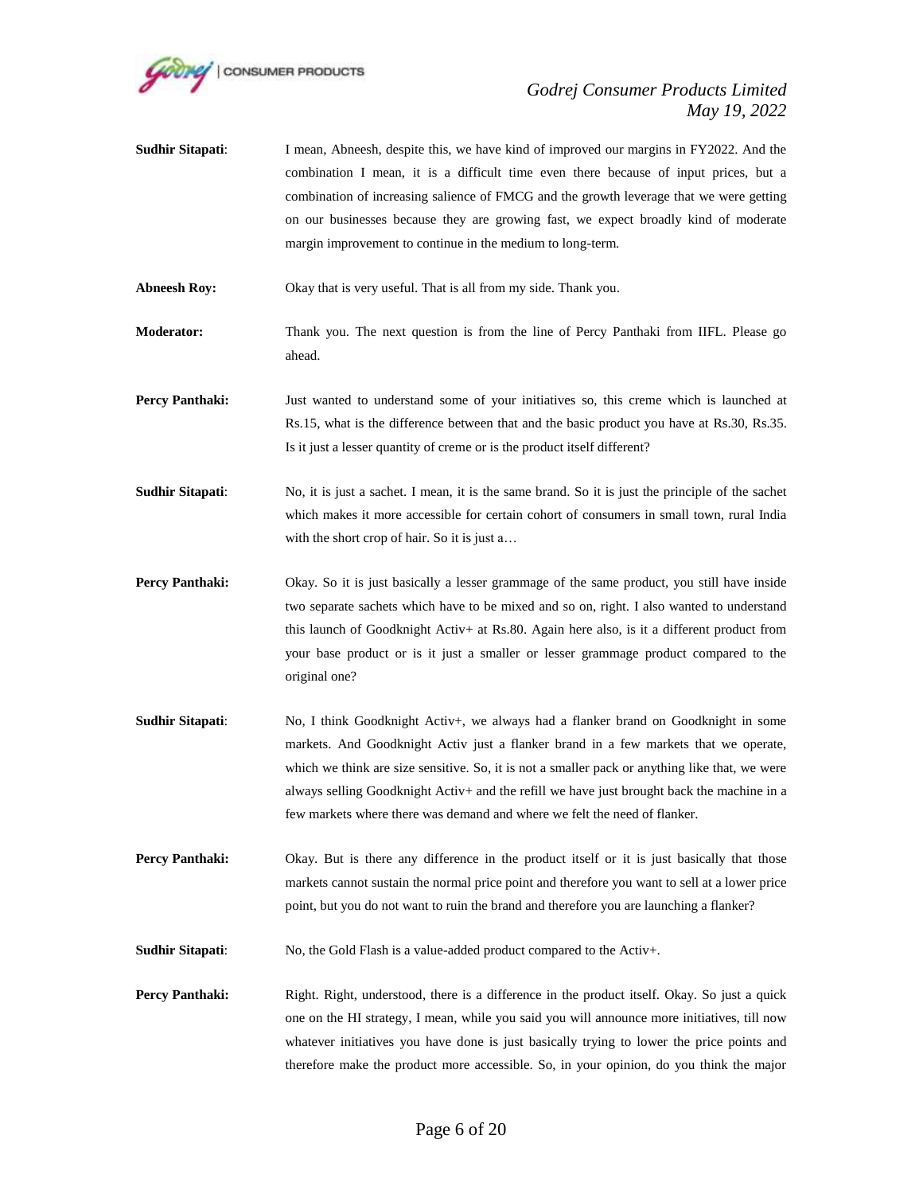**Sudhir Sitapati**: I mean, Abneesh, despite this, we have kind of improved our margins in FY2022. And the combination I mean, it is a difficult time even there because of input prices, but a combination of increasing salience of FMCG and the growth leverage that we were getting on our businesses because they are growing fast, we expect broadly kind of moderate margin improvement to continue in the medium to long-term.

**Abneesh Roy:** Okay that is very useful. That is all from my side. Thank you.

**Moderator:** Thank you. The next question is from the line of Percy Panthaki from IIFL. Please go ahead.

**Percy Panthaki:** Just wanted to understand some of your initiatives so, this creme which is launched at Rs.15, what is the difference between that and the basic product you have at Rs.30, Rs.35. Is it just a lesser quantity of creme or is the product itself different?

**Sudhir Sitapati**: No, it is just a sachet. I mean, it is the same brand. So it is just the principle of the sachet which makes it more accessible for certain cohort of consumers in small town, rural India with the short crop of hair. So it is just a…

**Percy Panthaki:** Okay. So it is just basically a lesser grammage of the same product, you still have inside two separate sachets which have to be mixed and so on, right. I also wanted to understand this launch of Goodknight Activ+ at Rs.80. Again here also, is it a different product from your base product or is it just a smaller or lesser grammage product compared to the original one?

**Sudhir Sitapati**: No, I think Goodknight Activ+, we always had a flanker brand on Goodknight in some markets. And Goodknight Activ just a flanker brand in a few markets that we operate, which we think are size sensitive. So, it is not a smaller pack or anything like that, we were always selling Goodknight Activ+ and the refill we have just brought back the machine in a few markets where there was demand and where we felt the need of flanker.

**Percy Panthaki:** Okay. But is there any difference in the product itself or it is just basically that those markets cannot sustain the normal price point and therefore you want to sell at a lower price point, but you do not want to ruin the brand and therefore you are launching a flanker?

**Sudhir Sitapati**: No, the Gold Flash is a value-added product compared to the Activ+.

**Percy Panthaki:** Right. Right, understood, there is a difference in the product itself. Okay. So just a quick one on the HI strategy, I mean, while you said you will announce more initiatives, till now whatever initiatives you have done is just basically trying to lower the price points and therefore make the product more accessible. So, in your opinion, do you think the major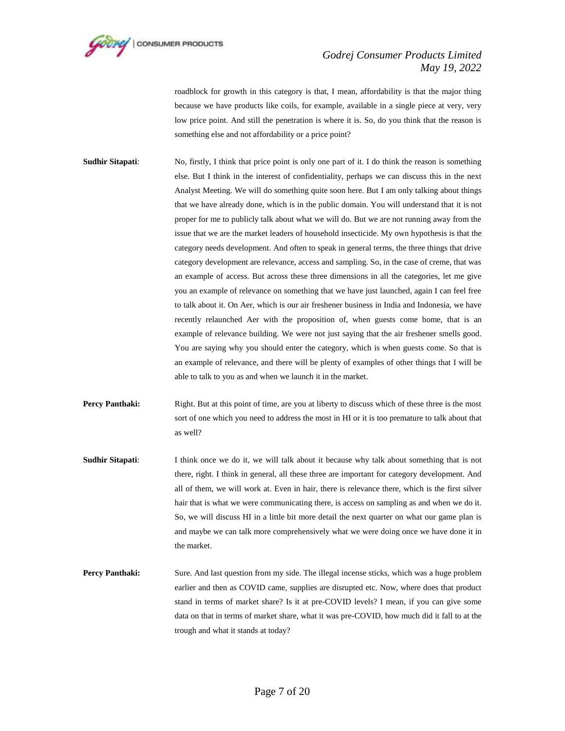roadblock for growth in this category is that, I mean, affordability is that the major thing because we have products like coils, for example, available in a single piece at very, very low price point. And still the penetration is where it is. So, do you think that the reason is something else and not affordability or a price point?

**Sudhir Sitapati**: No, firstly, I think that price point is only one part of it. I do think the reason is something else. But I think in the interest of confidentiality, perhaps we can discuss this in the next Analyst Meeting. We will do something quite soon here. But I am only talking about things that we have already done, which is in the public domain. You will understand that it is not proper for me to publicly talk about what we will do. But we are not running away from the issue that we are the market leaders of household insecticide. My own hypothesis is that the category needs development. And often to speak in general terms, the three things that drive category development are relevance, access and sampling. So, in the case of creme, that was an example of access. But across these three dimensions in all the categories, let me give you an example of relevance on something that we have just launched, again I can feel free to talk about it. On Aer, which is our air freshener business in India and Indonesia, we have recently relaunched Aer with the proposition of, when guests come home, that is an example of relevance building. We were not just saying that the air freshener smells good. You are saying why you should enter the category, which is when guests come. So that is an example of relevance, and there will be plenty of examples of other things that I will be able to talk to you as and when we launch it in the market.

**Percy Panthaki:** Right. But at this point of time, are you at liberty to discuss which of these three is the most sort of one which you need to address the most in HI or it is too premature to talk about that as well?

**Sudhir Sitapati**: I think once we do it, we will talk about it because why talk about something that is not there, right. I think in general, all these three are important for category development. And all of them, we will work at. Even in hair, there is relevance there, which is the first silver hair that is what we were communicating there, is access on sampling as and when we do it. So, we will discuss HI in a little bit more detail the next quarter on what our game plan is and maybe we can talk more comprehensively what we were doing once we have done it in the market.

**Percy Panthaki:** Sure. And last question from my side. The illegal incense sticks, which was a huge problem earlier and then as COVID came, supplies are disrupted etc. Now, where does that product stand in terms of market share? Is it at pre-COVID levels? I mean, if you can give some data on that in terms of market share, what it was pre-COVID, how much did it fall to at the trough and what it stands at today?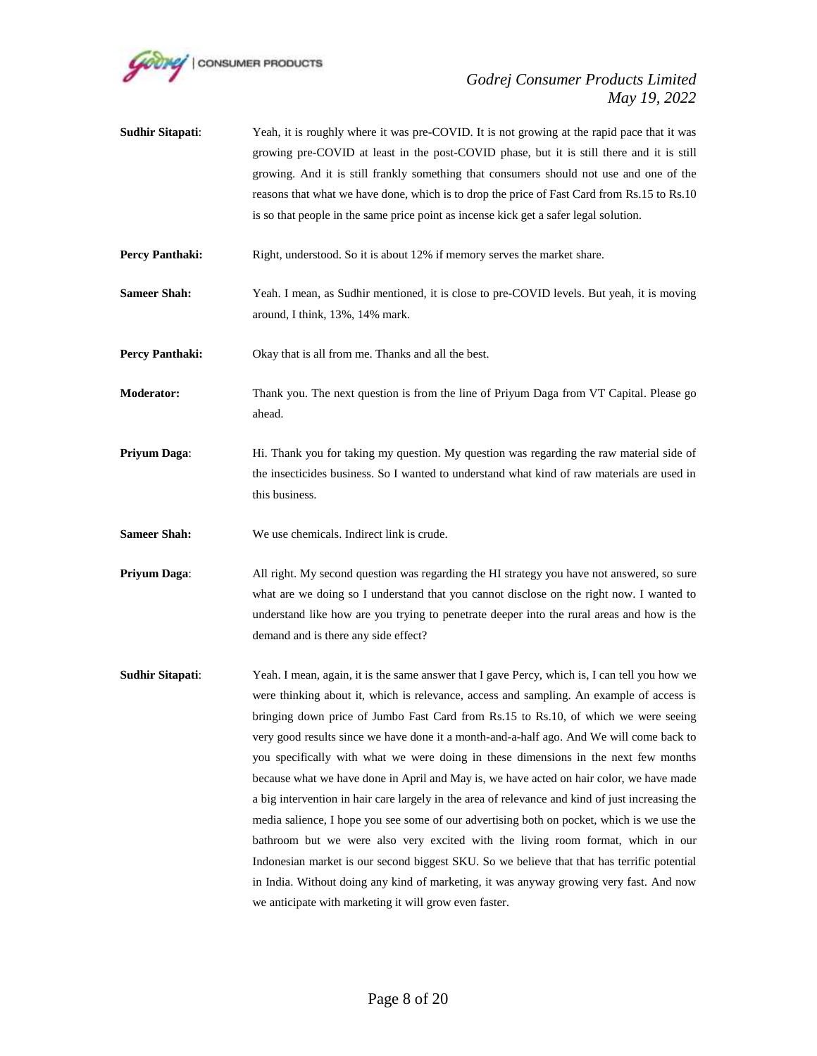**Sudhir Sitapati**: Yeah, it is roughly where it was pre-COVID. It is not growing at the rapid pace that it was growing pre-COVID at least in the post-COVID phase, but it is still there and it is still growing. And it is still frankly something that consumers should not use and one of the reasons that what we have done, which is to drop the price of Fast Card from Rs.15 to Rs.10 is so that people in the same price point as incense kick get a safer legal solution.

**Percy Panthaki:** Right, understood. So it is about 12% if memory serves the market share.

**Sameer Shah:** Yeah. I mean, as Sudhir mentioned, it is close to pre-COVID levels. But yeah, it is moving around, I think, 13%, 14% mark.

**Percy Panthaki:** Okay that is all from me. Thanks and all the best.

**Moderator:** Thank you. The next question is from the line of Priyum Daga from VT Capital. Please go ahead.

**Priyum Daga**: Hi. Thank you for taking my question. My question was regarding the raw material side of the insecticides business. So I wanted to understand what kind of raw materials are used in this business.

**Sameer Shah:** We use chemicals. Indirect link is crude.

**Priyum Daga**: All right. My second question was regarding the HI strategy you have not answered, so sure what are we doing so I understand that you cannot disclose on the right now. I wanted to understand like how are you trying to penetrate deeper into the rural areas and how is the demand and is there any side effect?

**Sudhir Sitapati**: Yeah. I mean, again, it is the same answer that I gave Percy, which is, I can tell you how we were thinking about it, which is relevance, access and sampling. An example of access is bringing down price of Jumbo Fast Card from Rs.15 to Rs.10, of which we were seeing very good results since we have done it a month-and-a-half ago. And We will come back to you specifically with what we were doing in these dimensions in the next few months because what we have done in April and May is, we have acted on hair color, we have made a big intervention in hair care largely in the area of relevance and kind of just increasing the media salience, I hope you see some of our advertising both on pocket, which is we use the bathroom but we were also very excited with the living room format, which in our Indonesian market is our second biggest SKU. So we believe that that has terrific potential in India. Without doing any kind of marketing, it was anyway growing very fast. And now we anticipate with marketing it will grow even faster.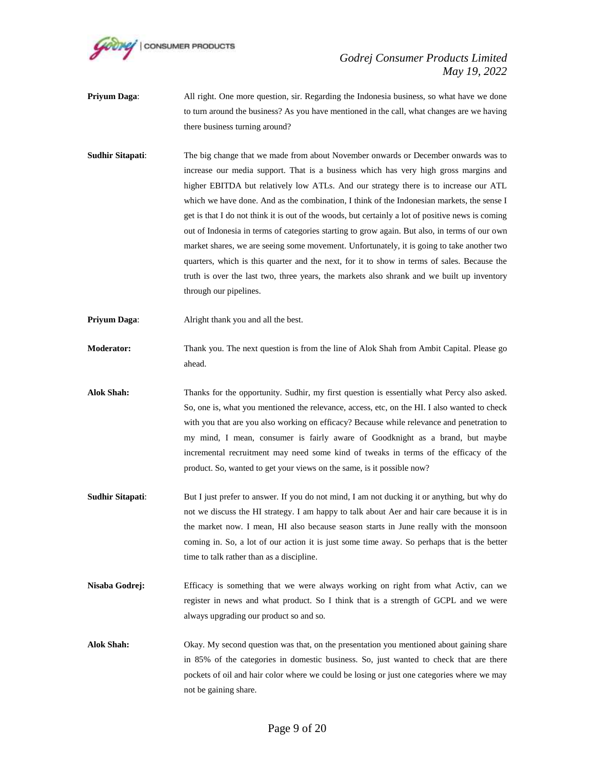**Priyum Daga**: All right. One more question, sir. Regarding the Indonesia business, so what have we done to turn around the business? As you have mentioned in the call, what changes are we having there business turning around?

**Sudhir Sitapati**: The big change that we made from about November onwards or December onwards was to increase our media support. That is a business which has very high gross margins and higher EBITDA but relatively low ATLs. And our strategy there is to increase our ATL which we have done. And as the combination, I think of the Indonesian markets, the sense I get is that I do not think it is out of the woods, but certainly a lot of positive news is coming out of Indonesia in terms of categories starting to grow again. But also, in terms of our own market shares, we are seeing some movement. Unfortunately, it is going to take another two quarters, which is this quarter and the next, for it to show in terms of sales. Because the truth is over the last two, three years, the markets also shrank and we built up inventory through our pipelines.

**Priyum Daga**: Alright thank you and all the best.

**Moderator:** Thank you. The next question is from the line of Alok Shah from Ambit Capital. Please go ahead.

**Alok Shah:** Thanks for the opportunity. Sudhir, my first question is essentially what Percy also asked. So, one is, what you mentioned the relevance, access, etc, on the HI. I also wanted to check with you that are you also working on efficacy? Because while relevance and penetration to my mind, I mean, consumer is fairly aware of Goodknight as a brand, but maybe incremental recruitment may need some kind of tweaks in terms of the efficacy of the product. So, wanted to get your views on the same, is it possible now?

**Sudhir Sitapati**: But I just prefer to answer. If you do not mind, I am not ducking it or anything, but why do not we discuss the HI strategy. I am happy to talk about Aer and hair care because it is in the market now. I mean, HI also because season starts in June really with the monsoon coming in. So, a lot of our action it is just some time away. So perhaps that is the better time to talk rather than as a discipline.

**Nisaba Godrej:** Efficacy is something that we were always working on right from what Activ, can we register in news and what product. So I think that is a strength of GCPL and we were always upgrading our product so and so.

**Alok Shah:** Okay. My second question was that, on the presentation you mentioned about gaining share in 85% of the categories in domestic business. So, just wanted to check that are there pockets of oil and hair color where we could be losing or just one categories where we may not be gaining share.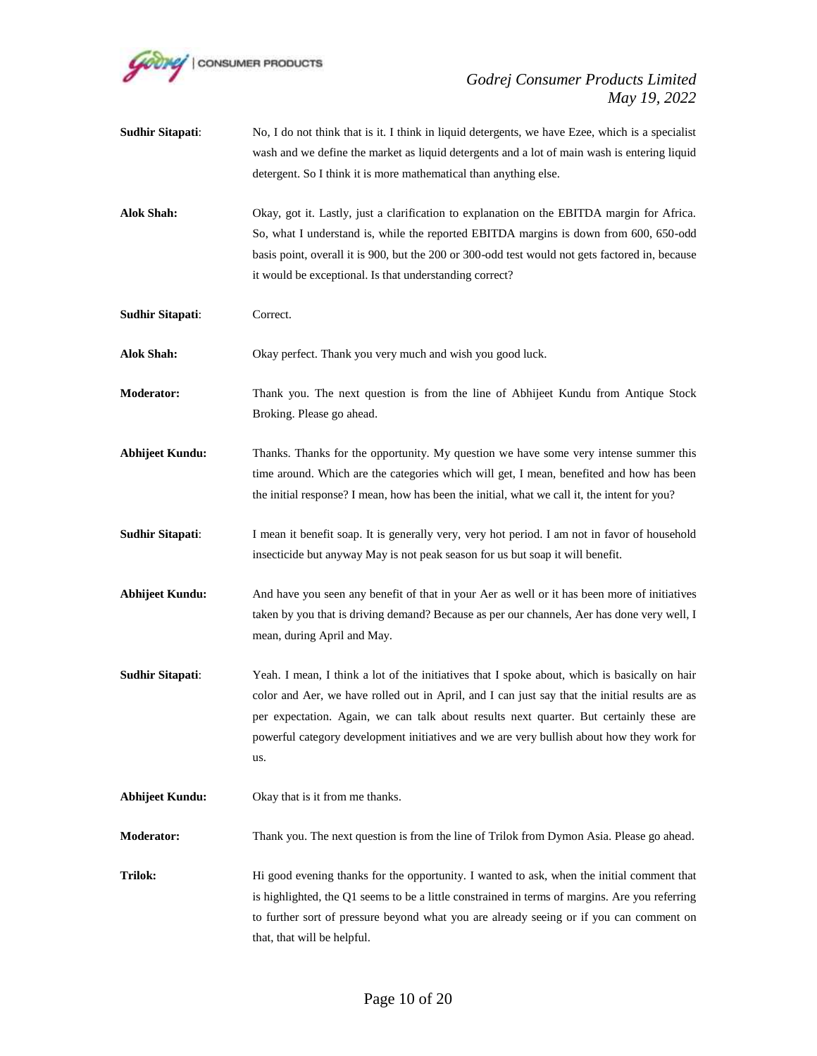**Sudhir Sitapati**: No, I do not think that is it. I think in liquid detergents, we have Ezee, which is a specialist wash and we define the market as liquid detergents and a lot of main wash is entering liquid detergent. So I think it is more mathematical than anything else.

**Alok Shah:** Okay, got it. Lastly, just a clarification to explanation on the EBITDA margin for Africa. So, what I understand is, while the reported EBITDA margins is down from 600, 650-odd basis point, overall it is 900, but the 200 or 300-odd test would not gets factored in, because it would be exceptional. Is that understanding correct?

**Sudhir Sitapati**: Correct.

**Alok Shah:** Okay perfect. Thank you very much and wish you good luck.

**Moderator:** Thank you. The next question is from the line of Abhijeet Kundu from Antique Stock Broking. Please go ahead.

**Abhijeet Kundu:** Thanks. Thanks for the opportunity. My question we have some very intense summer this time around. Which are the categories which will get, I mean, benefited and how has been the initial response? I mean, how has been the initial, what we call it, the intent for you?

**Sudhir Sitapati**: I mean it benefit soap. It is generally very, very hot period. I am not in favor of household insecticide but anyway May is not peak season for us but soap it will benefit.

**Abhijeet Kundu:** And have you seen any benefit of that in your Aer as well or it has been more of initiatives taken by you that is driving demand? Because as per our channels, Aer has done very well, I mean, during April and May.

**Sudhir Sitapati**: Yeah. I mean, I think a lot of the initiatives that I spoke about, which is basically on hair color and Aer, we have rolled out in April, and I can just say that the initial results are as per expectation. Again, we can talk about results next quarter. But certainly these are powerful category development initiatives and we are very bullish about how they work for us.

**Abhijeet Kundu:** Okay that is it from me thanks.

**Moderator:** Thank you. The next question is from the line of Trilok from Dymon Asia. Please go ahead.

**Trilok:** Hi good evening thanks for the opportunity. I wanted to ask, when the initial comment that is highlighted, the Q1 seems to be a little constrained in terms of margins. Are you referring to further sort of pressure beyond what you are already seeing or if you can comment on that, that will be helpful.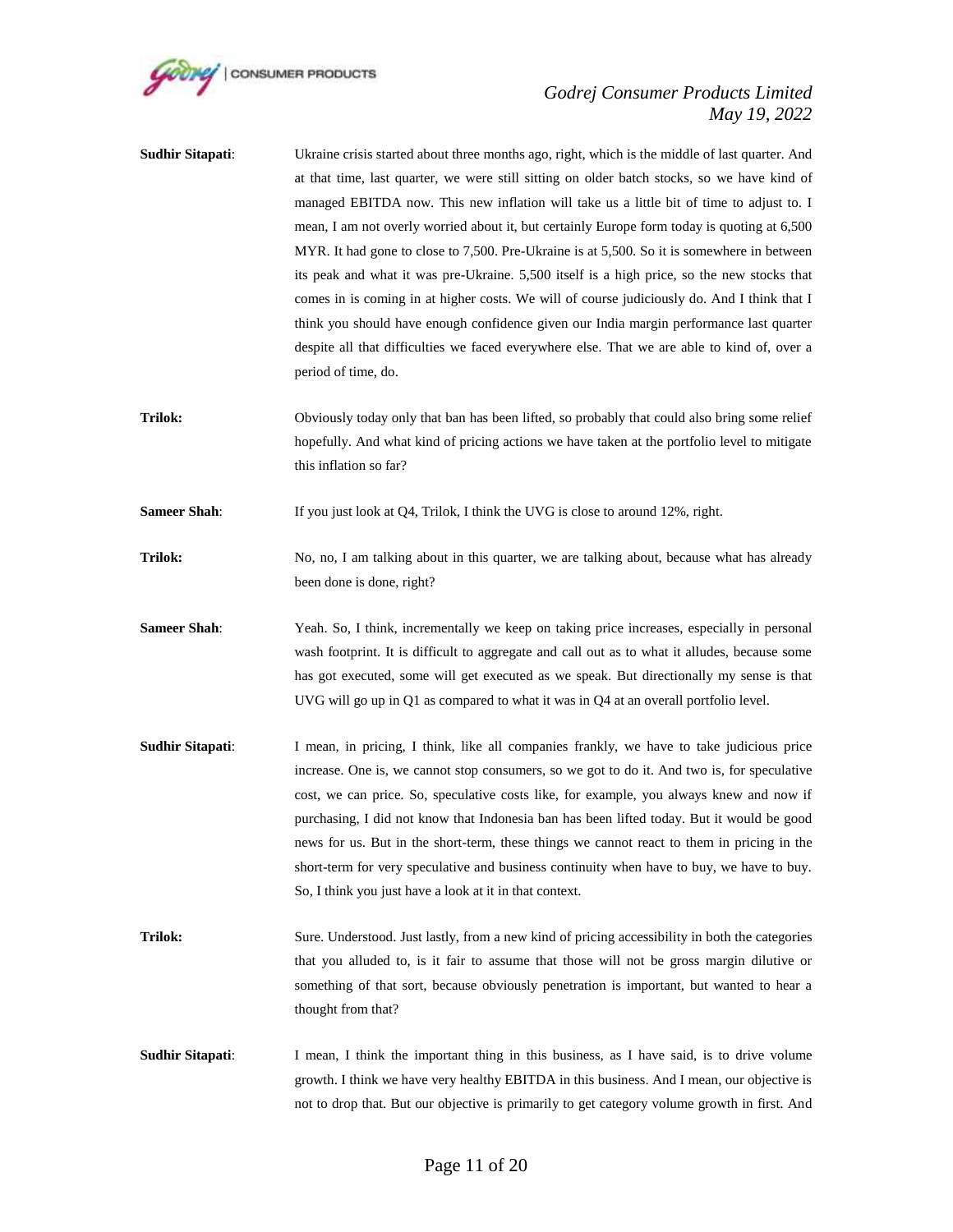**Sudhir Sitapati**: Ukraine crisis started about three months ago, right, which is the middle of last quarter. And at that time, last quarter, we were still sitting on older batch stocks, so we have kind of managed EBITDA now. This new inflation will take us a little bit of time to adjust to. I mean, I am not overly worried about it, but certainly Europe form today is quoting at 6,500 MYR. It had gone to close to 7,500. Pre-Ukraine is at 5,500. So it is somewhere in between its peak and what it was pre-Ukraine. 5,500 itself is a high price, so the new stocks that comes in is coming in at higher costs. We will of course judiciously do. And I think that I think you should have enough confidence given our India margin performance last quarter despite all that difficulties we faced everywhere else. That we are able to kind of, over a period of time, do.

**Trilok:** Obviously today only that ban has been lifted, so probably that could also bring some relief hopefully. And what kind of pricing actions we have taken at the portfolio level to mitigate this inflation so far?

**Sameer Shah**: If you just look at Q4, Trilok, I think the UVG is close to around 12%, right.

**Trilok:** No, no, I am talking about in this quarter, we are talking about, because what has already been done is done, right?

**Sameer Shah**: Yeah. So, I think, incrementally we keep on taking price increases, especially in personal wash footprint. It is difficult to aggregate and call out as to what it alludes, because some has got executed, some will get executed as we speak. But directionally my sense is that UVG will go up in Q1 as compared to what it was in Q4 at an overall portfolio level.

**Sudhir Sitapati**: I mean, in pricing, I think, like all companies frankly, we have to take judicious price increase. One is, we cannot stop consumers, so we got to do it. And two is, for speculative cost, we can price. So, speculative costs like, for example, you always knew and now if purchasing, I did not know that Indonesia ban has been lifted today. But it would be good news for us. But in the short-term, these things we cannot react to them in pricing in the short-term for very speculative and business continuity when have to buy, we have to buy. So, I think you just have a look at it in that context.

**Trilok:** Sure. Understood. Just lastly, from a new kind of pricing accessibility in both the categories that you alluded to, is it fair to assume that those will not be gross margin dilutive or something of that sort, because obviously penetration is important, but wanted to hear a thought from that?

**Sudhir Sitapati**: I mean, I think the important thing in this business, as I have said, is to drive volume growth. I think we have very healthy EBITDA in this business. And I mean, our objective is not to drop that. But our objective is primarily to get category volume growth in first. And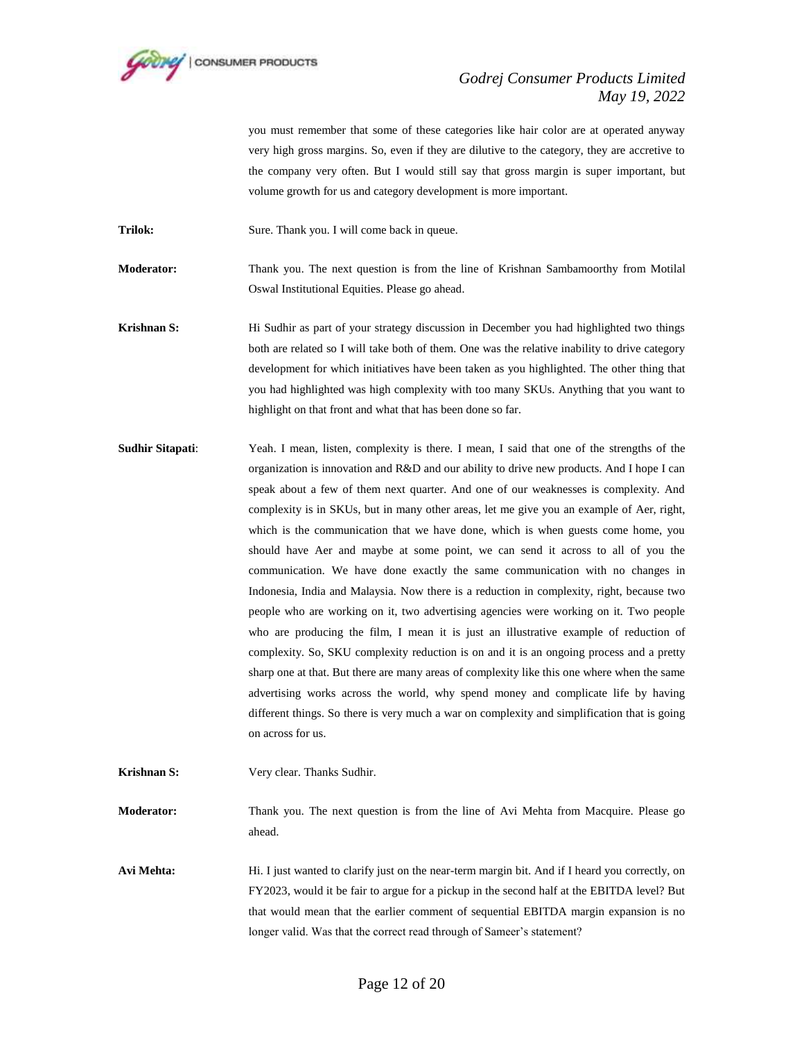you must remember that some of these categories like hair color are at operated anyway very high gross margins. So, even if they are dilutive to the category, they are accretive to the company very often. But I would still say that gross margin is super important, but volume growth for us and category development is more important.

**Trilok:** Sure. Thank you. I will come back in queue.

**Moderator:** Thank you. The next question is from the line of Krishnan Sambamoorthy from Motilal Oswal Institutional Equities. Please go ahead.

**Krishnan S:** Hi Sudhir as part of your strategy discussion in December you had highlighted two things both are related so I will take both of them. One was the relative inability to drive category development for which initiatives have been taken as you highlighted. The other thing that you had highlighted was high complexity with too many SKUs. Anything that you want to highlight on that front and what that has been done so far.

**Sudhir Sitapati**: Yeah. I mean, listen, complexity is there. I mean, I said that one of the strengths of the organization is innovation and R&D and our ability to drive new products. And I hope I can speak about a few of them next quarter. And one of our weaknesses is complexity. And complexity is in SKUs, but in many other areas, let me give you an example of Aer, right, which is the communication that we have done, which is when guests come home, you should have Aer and maybe at some point, we can send it across to all of you the communication. We have done exactly the same communication with no changes in Indonesia, India and Malaysia. Now there is a reduction in complexity, right, because two people who are working on it, two advertising agencies were working on it. Two people who are producing the film, I mean it is just an illustrative example of reduction of complexity. So, SKU complexity reduction is on and it is an ongoing process and a pretty sharp one at that. But there are many areas of complexity like this one where when the same advertising works across the world, why spend money and complicate life by having different things. So there is very much a war on complexity and simplification that is going on across for us.

**Krishnan S:** Very clear. Thanks Sudhir.

**Moderator:** Thank you. The next question is from the line of Avi Mehta from Macquire. Please go ahead.

**Avi Mehta:** Hi. I just wanted to clarify just on the near-term margin bit. And if I heard you correctly, on FY2023, would it be fair to argue for a pickup in the second half at the EBITDA level? But that would mean that the earlier comment of sequential EBITDA margin expansion is no longer valid. Was that the correct read through of Sameer's statement?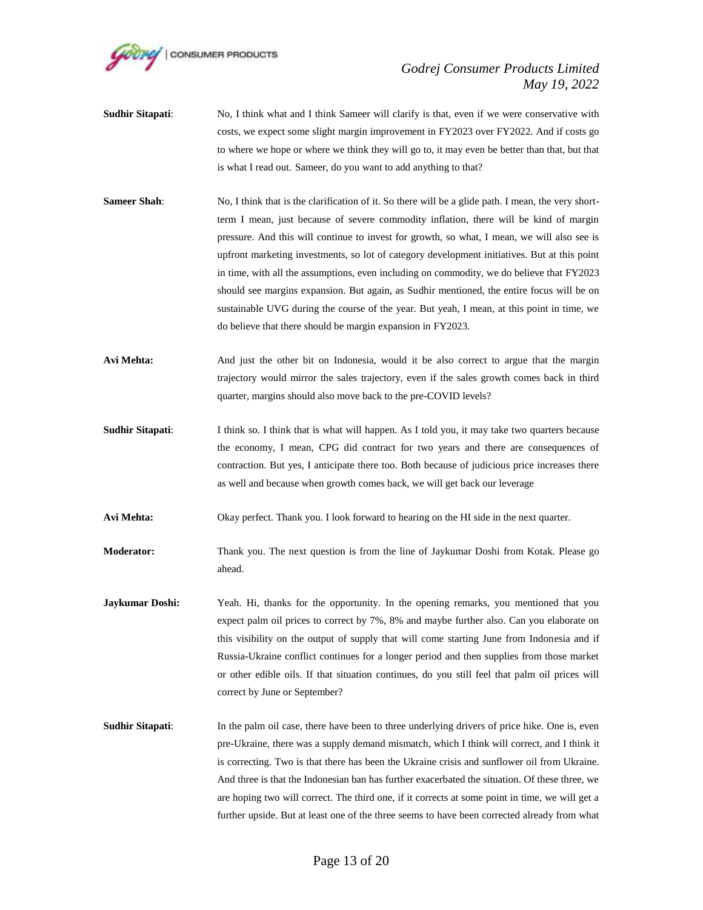**Sudhir Sitapati**: No, I think what and I think Sameer will clarify is that, even if we were conservative with costs, we expect some slight margin improvement in FY2023 over FY2022. And if costs go to where we hope or where we think they will go to, it may even be better than that, but that is what I read out. Sameer, do you want to add anything to that?

**Sameer Shah**: No, I think that is the clarification of it. So there will be a glide path. I mean, the very short-term I mean, just because of severe commodity inflation, there will be kind of margin pressure. And this will continue to invest for growth, so what, I mean, we will also see is upfront marketing investments, so lot of category development initiatives. But at this point in time, with all the assumptions, even including on commodity, we do believe that FY2023 should see margins expansion. But again, as Sudhir mentioned, the entire focus will be on sustainable UVG during the course of the year. But yeah, I mean, at this point in time, we do believe that there should be margin expansion in FY2023.

**Avi Mehta:** And just the other bit on Indonesia, would it be also correct to argue that the margin trajectory would mirror the sales trajectory, even if the sales growth comes back in third quarter, margins should also move back to the pre-COVID levels?

**Sudhir Sitapati**: I think so. I think that is what will happen. As I told you, it may take two quarters because the economy, I mean, CPG did contract for two years and there are consequences of contraction. But yes, I anticipate there too. Both because of judicious price increases there as well and because when growth comes back, we will get back our leverage

**Avi Mehta:** Okay perfect. Thank you. I look forward to hearing on the HI side in the next quarter.

**Moderator:** Thank you. The next question is from the line of Jaykumar Doshi from Kotak. Please go ahead.

**Jaykumar Doshi:** Yeah. Hi, thanks for the opportunity. In the opening remarks, you mentioned that you expect palm oil prices to correct by 7%, 8% and maybe further also. Can you elaborate on this visibility on the output of supply that will come starting June from Indonesia and if Russia-Ukraine conflict continues for a longer period and then supplies from those market or other edible oils. If that situation continues, do you still feel that palm oil prices will correct by June or September?

**Sudhir Sitapati**: In the palm oil case, there have been to three underlying drivers of price hike. One is, even pre-Ukraine, there was a supply demand mismatch, which I think will correct, and I think it is correcting. Two is that there has been the Ukraine crisis and sunflower oil from Ukraine. And three is that the Indonesian ban has further exacerbated the situation. Of these three, we are hoping two will correct. The third one, if it corrects at some point in time, we will get a further upside. But at least one of the three seems to have been corrected already from what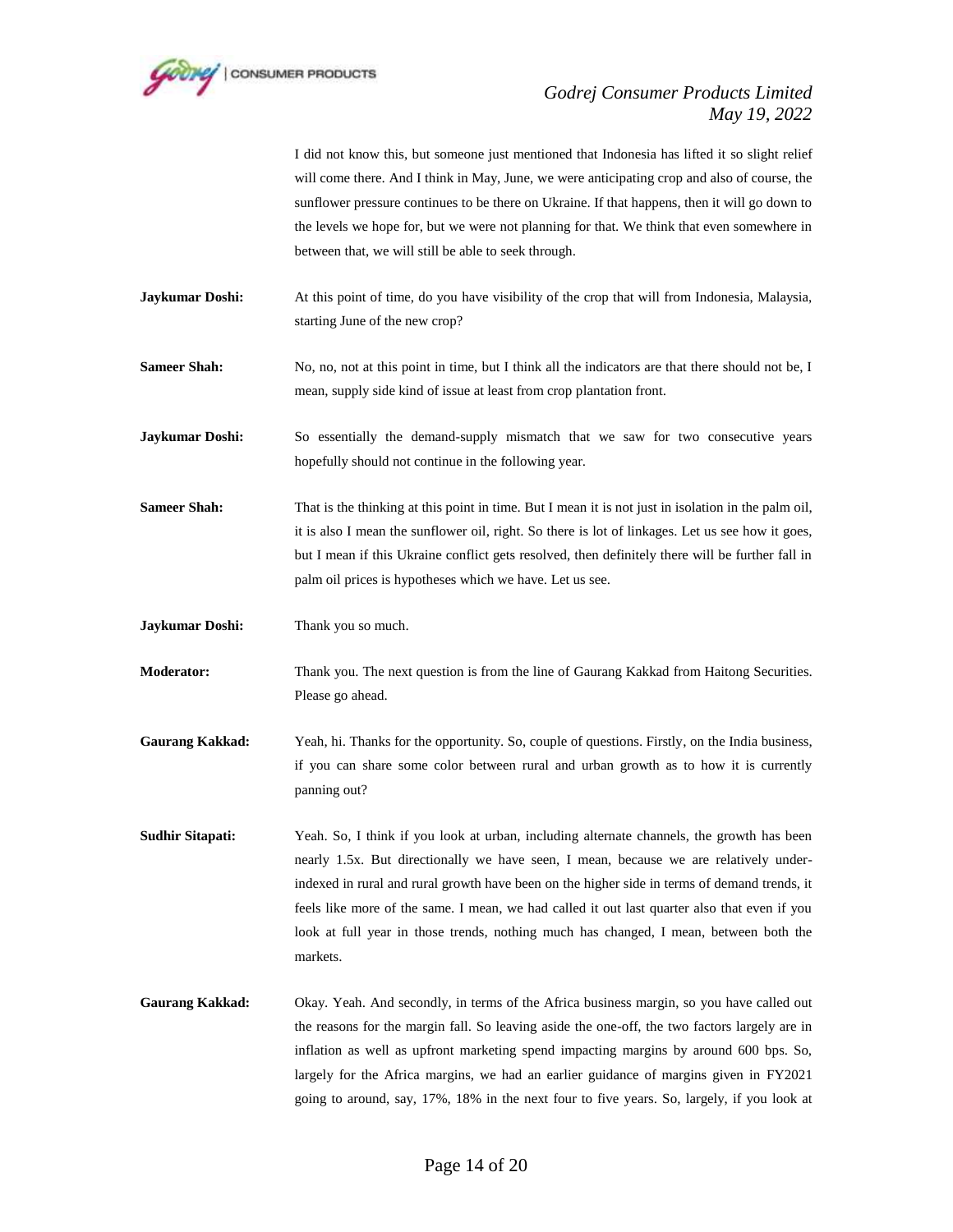I did not know this, but someone just mentioned that Indonesia has lifted it so slight relief will come there. And I think in May, June, we were anticipating crop and also of course, the sunflower pressure continues to be there on Ukraine. If that happens, then it will go down to the levels we hope for, but we were not planning for that. We think that even somewhere in between that, we will still be able to seek through.

**Jaykumar Doshi:** At this point of time, do you have visibility of the crop that will from Indonesia, Malaysia, starting June of the new crop?

**Sameer Shah:** No, no, not at this point in time, but I think all the indicators are that there should not be, I mean, supply side kind of issue at least from crop plantation front.

**Jaykumar Doshi:** So essentially the demand-supply mismatch that we saw for two consecutive years hopefully should not continue in the following year.

**Sameer Shah:** That is the thinking at this point in time. But I mean it is not just in isolation in the palm oil, it is also I mean the sunflower oil, right. So there is lot of linkages. Let us see how it goes, but I mean if this Ukraine conflict gets resolved, then definitely there will be further fall in palm oil prices is hypotheses which we have. Let us see.

**Jaykumar Doshi:** Thank you so much.

**Moderator:** Thank you. The next question is from the line of Gaurang Kakkad from Haitong Securities. Please go ahead.

**Gaurang Kakkad:** Yeah, hi. Thanks for the opportunity. So, couple of questions. Firstly, on the India business, if you can share some color between rural and urban growth as to how it is currently panning out?

**Sudhir Sitapati:** Yeah. So, I think if you look at urban, including alternate channels, the growth has been nearly 1.5x. But directionally we have seen, I mean, because we are relatively under-indexed in rural and rural growth have been on the higher side in terms of demand trends, it feels like more of the same. I mean, we had called it out last quarter also that even if you look at full year in those trends, nothing much has changed, I mean, between both the markets.

**Gaurang Kakkad:** Okay. Yeah. And secondly, in terms of the Africa business margin, so you have called out the reasons for the margin fall. So leaving aside the one-off, the two factors largely are in inflation as well as upfront marketing spend impacting margins by around 600 bps. So, largely for the Africa margins, we had an earlier guidance of margins given in FY2021 going to around, say, 17%, 18% in the next four to five years. So, largely, if you look at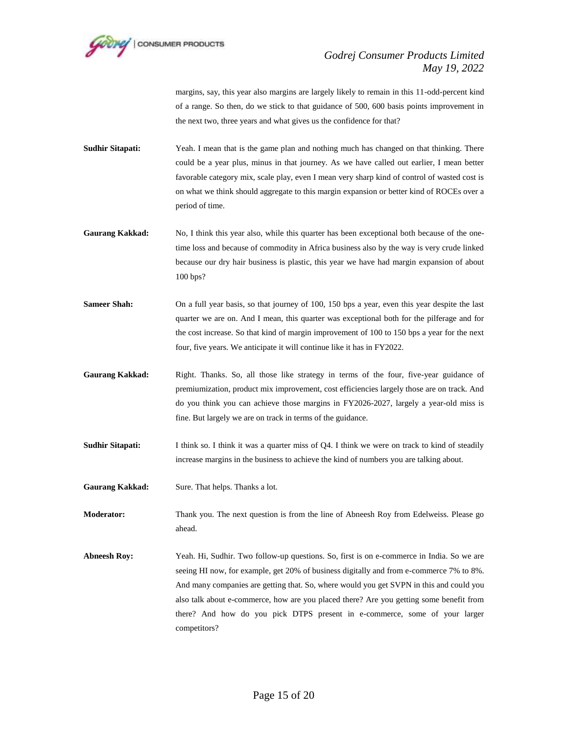margins, say, this year also margins are largely likely to remain in this 11-odd-percent kind of a range. So then, do we stick to that guidance of 500, 600 basis points improvement in the next two, three years and what gives us the confidence for that?

**Sudhir Sitapati:** Yeah. I mean that is the game plan and nothing much has changed on that thinking. There could be a year plus, minus in that journey. As we have called out earlier, I mean better favorable category mix, scale play, even I mean very sharp kind of control of wasted cost is on what we think should aggregate to this margin expansion or better kind of ROCEs over a period of time.

**Gaurang Kakkad:** No, I think this year also, while this quarter has been exceptional both because of the one-time loss and because of commodity in Africa business also by the way is very crude linked because our dry hair business is plastic, this year we have had margin expansion of about 100 bps?

**Sameer Shah:** On a full year basis, so that journey of 100, 150 bps a year, even this year despite the last quarter we are on. And I mean, this quarter was exceptional both for the pilferage and for the cost increase. So that kind of margin improvement of 100 to 150 bps a year for the next four, five years. We anticipate it will continue like it has in FY2022.

**Gaurang Kakkad:** Right. Thanks. So, all those like strategy in terms of the four, five-year guidance of premiumization, product mix improvement, cost efficiencies largely those are on track. And do you think you can achieve those margins in FY2026-2027, largely a year-old miss is fine. But largely we are on track in terms of the guidance.

**Sudhir Sitapati:** I think so. I think it was a quarter miss of Q4. I think we were on track to kind of steadily increase margins in the business to achieve the kind of numbers you are talking about.

**Gaurang Kakkad:** Sure. That helps. Thanks a lot.

**Moderator:** Thank you. The next question is from the line of Abneesh Roy from Edelweiss. Please go ahead.

**Abneesh Roy:** Yeah. Hi, Sudhir. Two follow-up questions. So, first is on e-commerce in India. So we are seeing HI now, for example, get 20% of business digitally and from e-commerce 7% to 8%. And many companies are getting that. So, where would you get SVPN in this and could you also talk about e-commerce, how are you placed there? Are you getting some benefit from there? And how do you pick DTPS present in e-commerce, some of your larger competitors?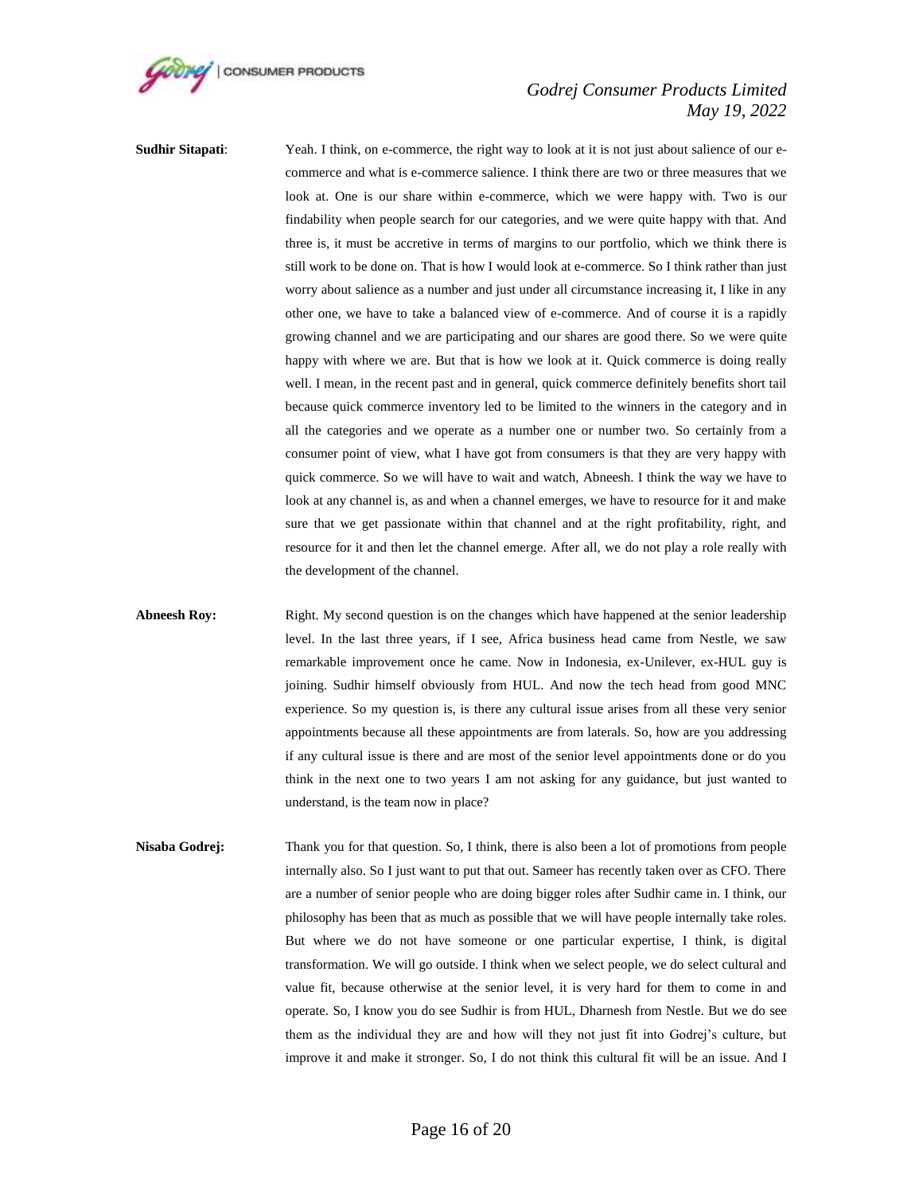**Sudhir Sitapati**: Yeah. I think, on e-commerce, the right way to look at it is not just about salience of our e-commerce and what is e-commerce salience. I think there are two or three measures that we look at. One is our share within e-commerce, which we were happy with. Two is our findability when people search for our categories, and we were quite happy with that. And three is, it must be accretive in terms of margins to our portfolio, which we think there is still work to be done on. That is how I would look at e-commerce. So I think rather than just worry about salience as a number and just under all circumstance increasing it, I like in any other one, we have to take a balanced view of e-commerce. And of course it is a rapidly growing channel and we are participating and our shares are good there. So we were quite happy with where we are. But that is how we look at it. Quick commerce is doing really well. I mean, in the recent past and in general, quick commerce definitely benefits short tail because quick commerce inventory led to be limited to the winners in the category and in all the categories and we operate as a number one or number two. So certainly from a consumer point of view, what I have got from consumers is that they are very happy with quick commerce. So we will have to wait and watch, Abneesh. I think the way we have to look at any channel is, as and when a channel emerges, we have to resource for it and make sure that we get passionate within that channel and at the right profitability, right, and resource for it and then let the channel emerge. After all, we do not play a role really with the development of the channel.

**Abneesh Roy:** Right. My second question is on the changes which have happened at the senior leadership level. In the last three years, if I see, Africa business head came from Nestle, we saw remarkable improvement once he came. Now in Indonesia, ex-Unilever, ex-HUL guy is joining. Sudhir himself obviously from HUL. And now the tech head from good MNC experience. So my question is, is there any cultural issue arises from all these very senior appointments because all these appointments are from laterals. So, how are you addressing if any cultural issue is there and are most of the senior level appointments done or do you think in the next one to two years I am not asking for any guidance, but just wanted to understand, is the team now in place?

**Nisaba Godrej:** Thank you for that question. So, I think, there is also been a lot of promotions from people internally also. So I just want to put that out. Sameer has recently taken over as CFO. There are a number of senior people who are doing bigger roles after Sudhir came in. I think, our philosophy has been that as much as possible that we will have people internally take roles. But where we do not have someone or one particular expertise, I think, is digital transformation. We will go outside. I think when we select people, we do select cultural and value fit, because otherwise at the senior level, it is very hard for them to come in and operate. So, I know you do see Sudhir is from HUL, Dharnesh from Nestle. But we do see them as the individual they are and how will they not just fit into Godrej's culture, but improve it and make it stronger. So, I do not think this cultural fit will be an issue. And I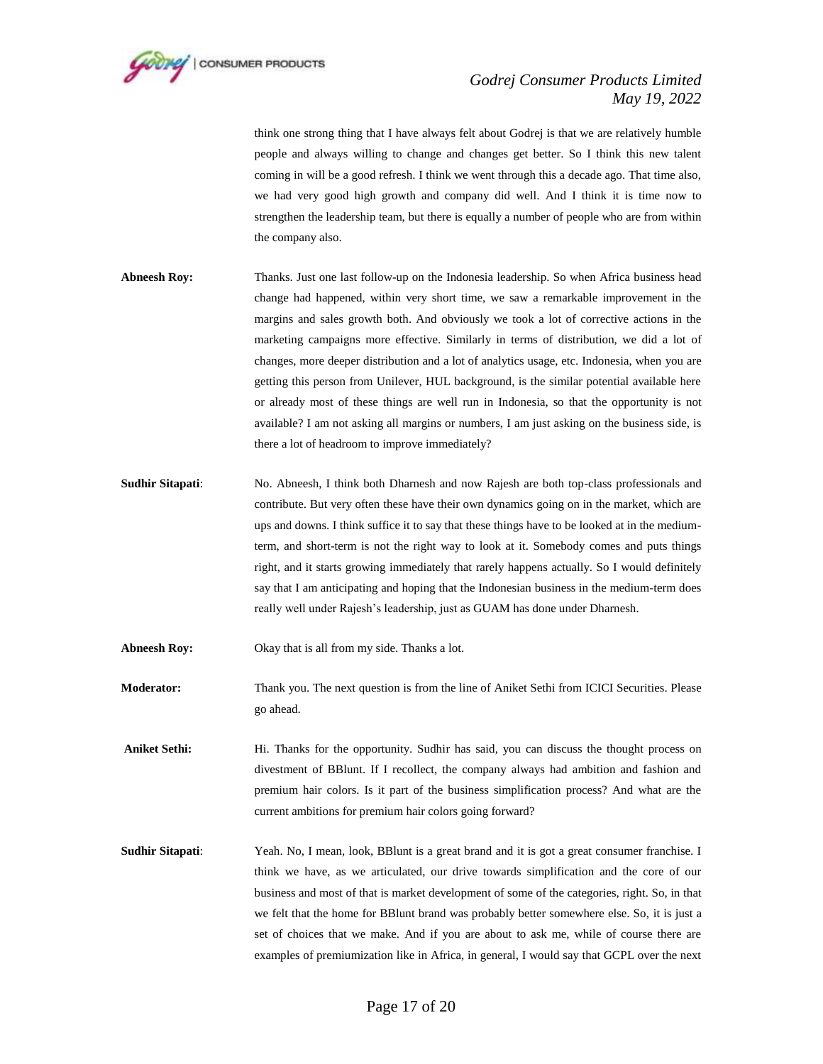think one strong thing that I have always felt about Godrej is that we are relatively humble people and always willing to change and changes get better. So I think this new talent coming in will be a good refresh. I think we went through this a decade ago. That time also, we had very good high growth and company did well. And I think it is time now to strengthen the leadership team, but there is equally a number of people who are from within the company also.

**Abneesh Roy:** Thanks. Just one last follow-up on the Indonesia leadership. So when Africa business head change had happened, within very short time, we saw a remarkable improvement in the margins and sales growth both. And obviously we took a lot of corrective actions in the marketing campaigns more effective. Similarly in terms of distribution, we did a lot of changes, more deeper distribution and a lot of analytics usage, etc. Indonesia, when you are getting this person from Unilever, HUL background, is the similar potential available here or already most of these things are well run in Indonesia, so that the opportunity is not available? I am not asking all margins or numbers, I am just asking on the business side, is there a lot of headroom to improve immediately?

**Sudhir Sitapati**: No. Abneesh, I think both Dharnesh and now Rajesh are both top-class professionals and contribute. But very often these have their own dynamics going on in the market, which are ups and downs. I think suffice it to say that these things have to be looked at in the medium-term, and short-term is not the right way to look at it. Somebody comes and puts things right, and it starts growing immediately that rarely happens actually. So I would definitely say that I am anticipating and hoping that the Indonesian business in the medium-term does really well under Rajesh's leadership, just as GUAM has done under Dharnesh.

**Abneesh Roy:** Okay that is all from my side. Thanks a lot.

**Moderator:** Thank you. The next question is from the line of Aniket Sethi from ICICI Securities. Please go ahead.

**Aniket Sethi:** Hi. Thanks for the opportunity. Sudhir has said, you can discuss the thought process on divestment of BBlunt. If I recollect, the company always had ambition and fashion and premium hair colors. Is it part of the business simplification process? And what are the current ambitions for premium hair colors going forward?

**Sudhir Sitapati**: Yeah. No, I mean, look, BBlunt is a great brand and it is got a great consumer franchise. I think we have, as we articulated, our drive towards simplification and the core of our business and most of that is market development of some of the categories, right. So, in that we felt that the home for BBlunt brand was probably better somewhere else. So, it is just a set of choices that we make. And if you are about to ask me, while of course there are examples of premiumization like in Africa, in general, I would say that GCPL over the next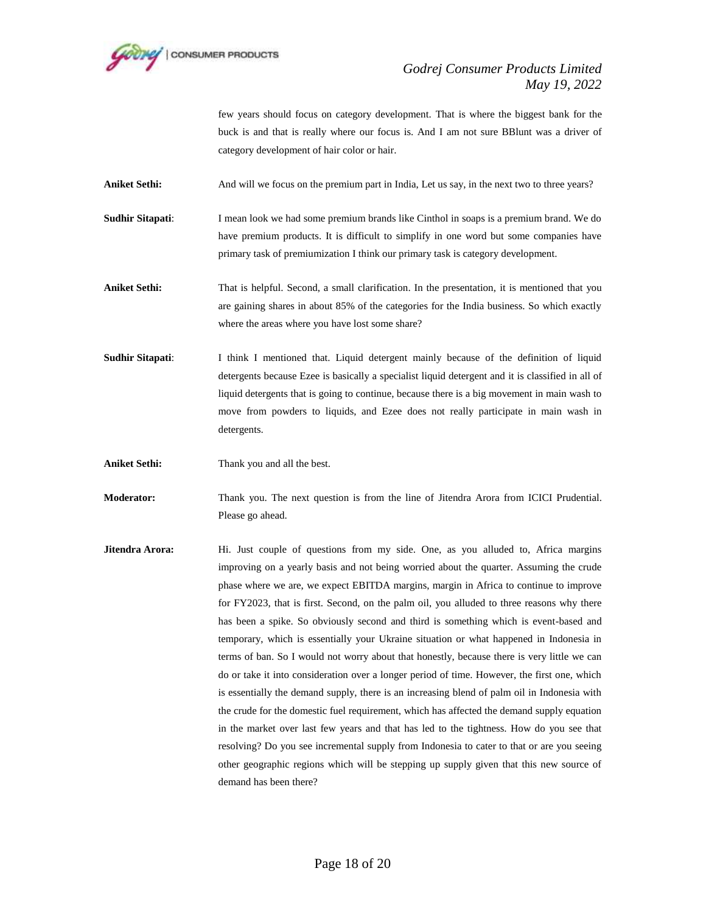few years should focus on category development. That is where the biggest bank for the buck is and that is really where our focus is. And I am not sure BBlunt was a driver of category development of hair color or hair.

**Aniket Sethi:** And will we focus on the premium part in India, Let us say, in the next two to three years?

**Sudhir Sitapati**: I mean look we had some premium brands like Cinthol in soaps is a premium brand. We do have premium products. It is difficult to simplify in one word but some companies have primary task of premiumization I think our primary task is category development.

**Aniket Sethi:** That is helpful. Second, a small clarification. In the presentation, it is mentioned that you are gaining shares in about 85% of the categories for the India business. So which exactly where the areas where you have lost some share?

**Sudhir Sitapati**: I think I mentioned that. Liquid detergent mainly because of the definition of liquid detergents because Ezee is basically a specialist liquid detergent and it is classified in all of liquid detergents that is going to continue, because there is a big movement in main wash to move from powders to liquids, and Ezee does not really participate in main wash in detergents.

**Aniket Sethi:** Thank you and all the best.

**Moderator:** Thank you. The next question is from the line of Jitendra Arora from ICICI Prudential. Please go ahead.

**Jitendra Arora:** Hi. Just couple of questions from my side. One, as you alluded to, Africa margins improving on a yearly basis and not being worried about the quarter. Assuming the crude phase where we are, we expect EBITDA margins, margin in Africa to continue to improve for FY2023, that is first. Second, on the palm oil, you alluded to three reasons why there has been a spike. So obviously second and third is something which is event-based and temporary, which is essentially your Ukraine situation or what happened in Indonesia in terms of ban. So I would not worry about that honestly, because there is very little we can do or take it into consideration over a longer period of time. However, the first one, which is essentially the demand supply, there is an increasing blend of palm oil in Indonesia with the crude for the domestic fuel requirement, which has affected the demand supply equation in the market over last few years and that has led to the tightness. How do you see that resolving? Do you see incremental supply from Indonesia to cater to that or are you seeing other geographic regions which will be stepping up supply given that this new source of demand has been there?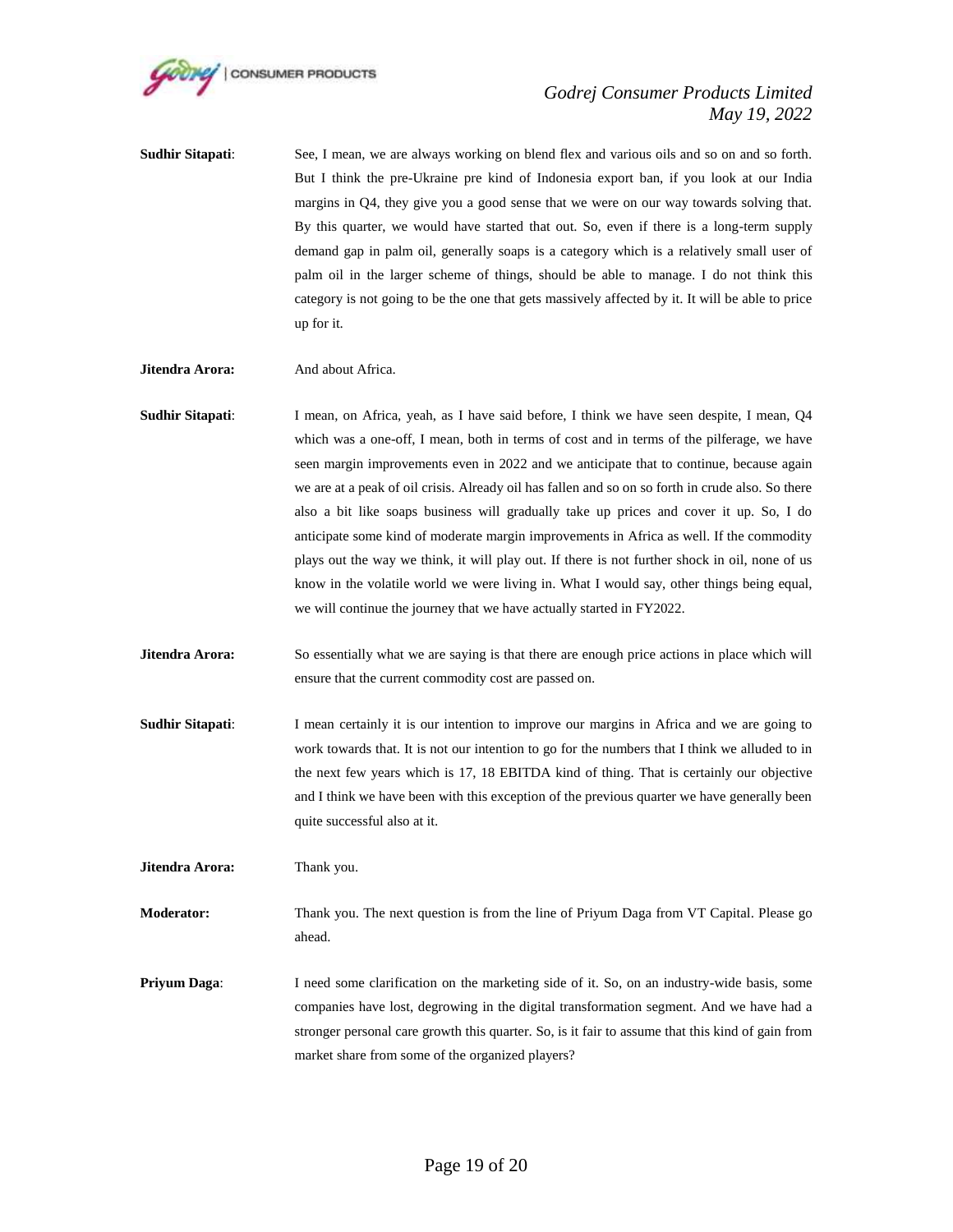**Sudhir Sitapati**: See, I mean, we are always working on blend flex and various oils and so on and so forth. But I think the pre-Ukraine pre kind of Indonesia export ban, if you look at our India margins in Q4, they give you a good sense that we were on our way towards solving that. By this quarter, we would have started that out. So, even if there is a long-term supply demand gap in palm oil, generally soaps is a category which is a relatively small user of palm oil in the larger scheme of things, should be able to manage. I do not think this category is not going to be the one that gets massively affected by it. It will be able to price up for it.

**Jitendra Arora:** And about Africa.

**Sudhir Sitapati**: I mean, on Africa, yeah, as I have said before, I think we have seen despite, I mean, Q4 which was a one-off, I mean, both in terms of cost and in terms of the pilferage, we have seen margin improvements even in 2022 and we anticipate that to continue, because again we are at a peak of oil crisis. Already oil has fallen and so on so forth in crude also. So there also a bit like soaps business will gradually take up prices and cover it up. So, I do anticipate some kind of moderate margin improvements in Africa as well. If the commodity plays out the way we think, it will play out. If there is not further shock in oil, none of us know in the volatile world we were living in. What I would say, other things being equal, we will continue the journey that we have actually started in FY2022.

**Jitendra Arora:** So essentially what we are saying is that there are enough price actions in place which will ensure that the current commodity cost are passed on.

**Sudhir Sitapati**: I mean certainly it is our intention to improve our margins in Africa and we are going to work towards that. It is not our intention to go for the numbers that I think we alluded to in the next few years which is 17, 18 EBITDA kind of thing. That is certainly our objective and I think we have been with this exception of the previous quarter we have generally been quite successful also at it.

**Jitendra Arora:** Thank you.

**Moderator:** Thank you. The next question is from the line of Priyum Daga from VT Capital. Please go ahead.

**Priyum Daga**: I need some clarification on the marketing side of it. So, on an industry-wide basis, some companies have lost, degrowing in the digital transformation segment. And we have had a stronger personal care growth this quarter. So, is it fair to assume that this kind of gain from market share from some of the organized players?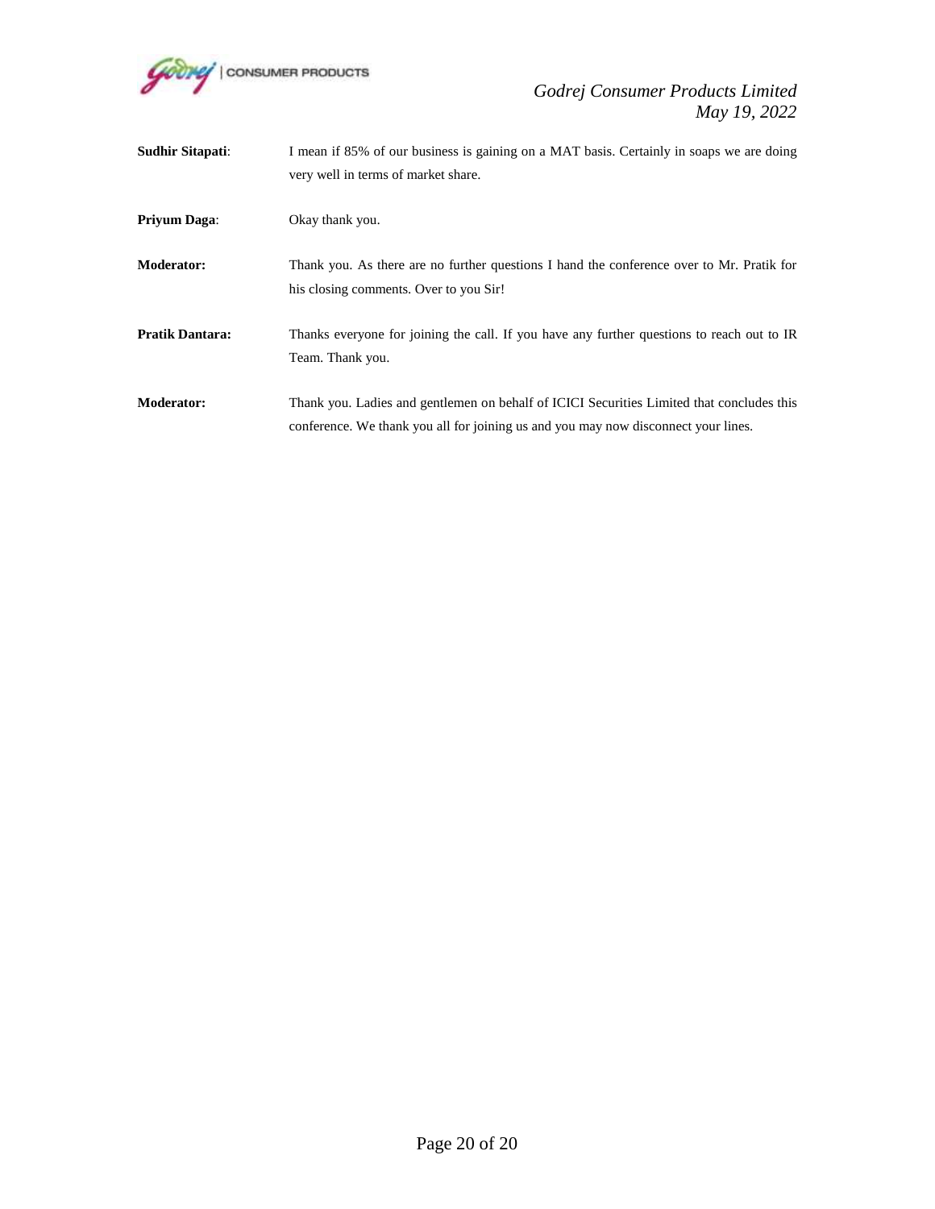**Sudhir Sitapati**: I mean if 85% of our business is gaining on a MAT basis. Certainly in soaps we are doing very well in terms of market share.

**Priyum Daga**: Okay thank you.

**Moderator:** Thank you. As there are no further questions I hand the conference over to Mr. Pratik for his closing comments. Over to you Sir!

**Pratik Dantara:** Thanks everyone for joining the call. If you have any further questions to reach out to IR Team. Thank you.

**Moderator:** Thank you. Ladies and gentlemen on behalf of ICICI Securities Limited that concludes this conference. We thank you all for joining us and you may now disconnect your lines.